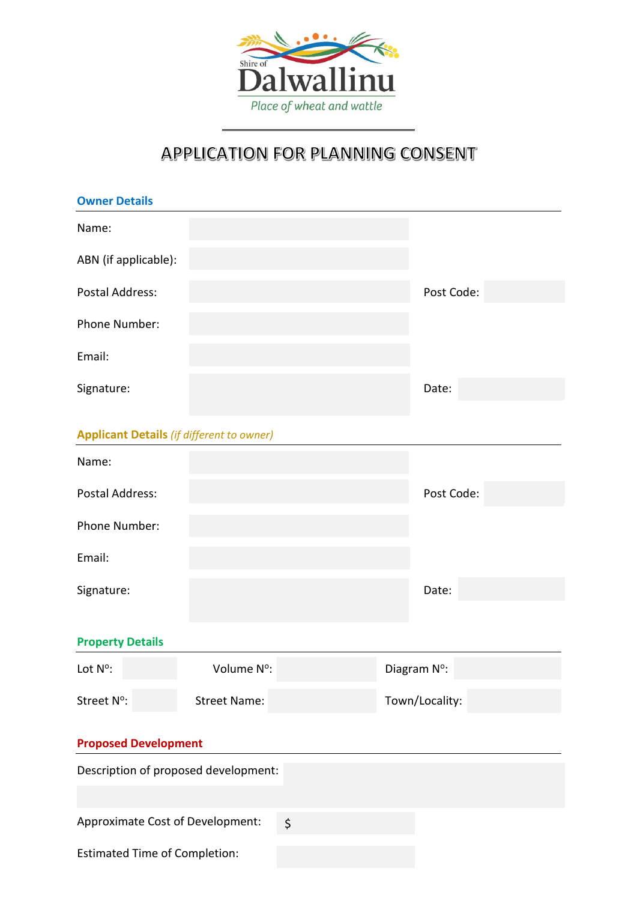Shire of Dalwallinu

*Place of wheat and wattle*

# APPLICATION FOR PLANNING CONSENT

## Owner Details

Name:

ABN (if applicable):

Postal Address: Post Code:

Phone Number:

Email:

Signature: Date:

## Applicant Details *(if different to owner)*

Name:

Postal Address: Post Code:

Phone Number:

Email:

Signature: Date:

## Property Details

Lot Nº: Volume Nº: Diagram Nº:

Street Nº: Street Name: Town/Locality:

## Proposed Development

Description of proposed development:

Approximate Cost of Development: $

Estimated Time of Completion: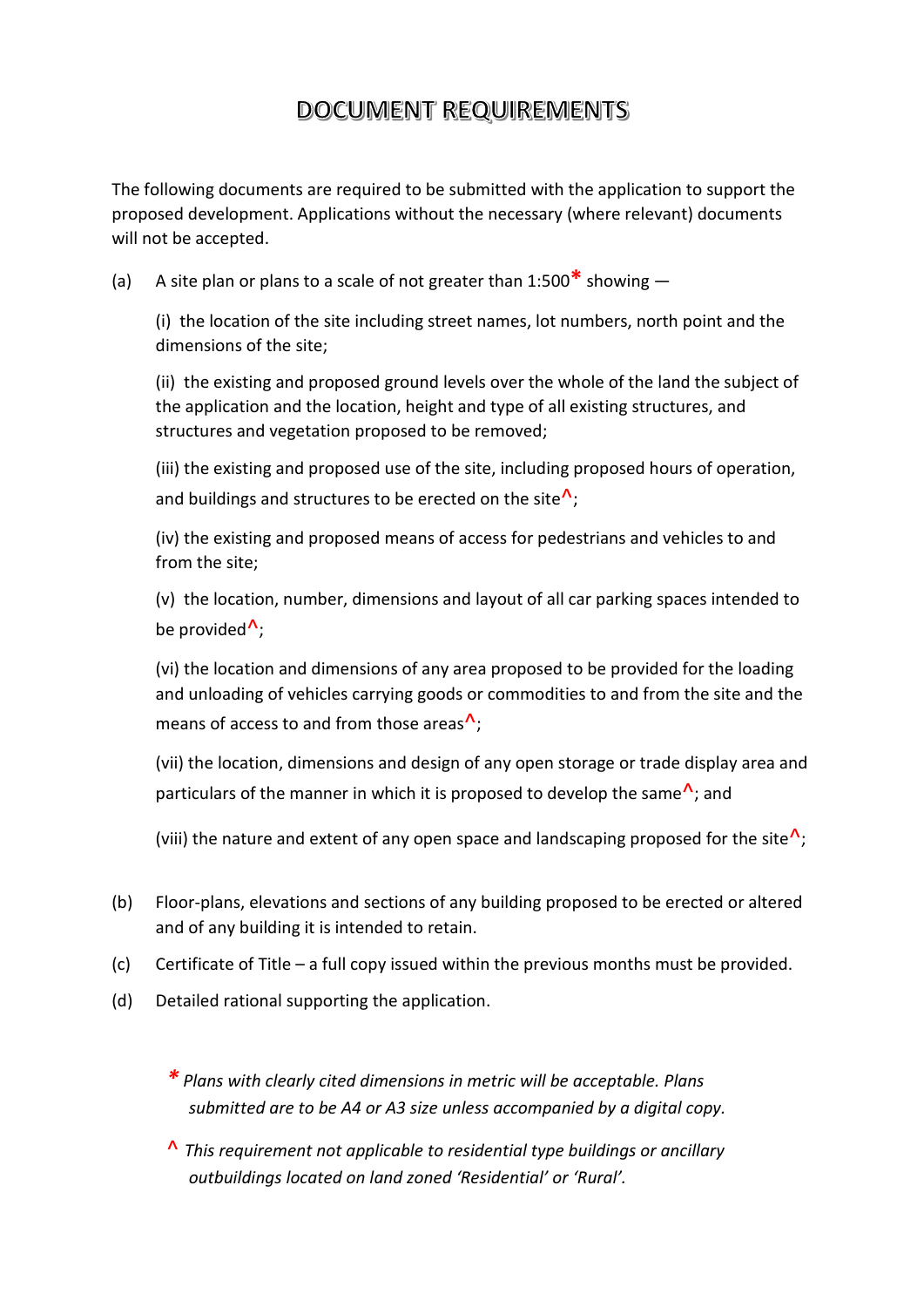# DOCUMENT REQUIREMENTS

The following documents are required to be submitted with the application to support the proposed development. Applications without the necessary (where relevant) documents will not be accepted.

(a) A site plan or plans to a scale of not greater than 1:500* showing —

(i) the location of the site including street names, lot numbers, north point and the dimensions of the site;

(ii) the existing and proposed ground levels over the whole of the land the subject of the application and the location, height and type of all existing structures, and structures and vegetation proposed to be removed;

(iii) the existing and proposed use of the site, including proposed hours of operation, and buildings and structures to be erected on the site^;

(iv) the existing and proposed means of access for pedestrians and vehicles to and from the site;

(v) the location, number, dimensions and layout of all car parking spaces intended to be provided^;

(vi) the location and dimensions of any area proposed to be provided for the loading and unloading of vehicles carrying goods or commodities to and from the site and the means of access to and from those areas^;

(vii) the location, dimensions and design of any open storage or trade display area and particulars of the manner in which it is proposed to develop the same^; and

(viii) the nature and extent of any open space and landscaping proposed for the site^;

(b) Floor-plans, elevations and sections of any building proposed to be erected or altered and of any building it is intended to retain.

(c) Certificate of Title – a full copy issued within the previous months must be provided.

(d) Detailed rational supporting the application.

*\* Plans with clearly cited dimensions in metric will be acceptable. Plans submitted are to be A4 or A3 size unless accompanied by a digital copy.*

*^ This requirement not applicable to residential type buildings or ancillary outbuildings located on land zoned 'Residential' or 'Rural'.*